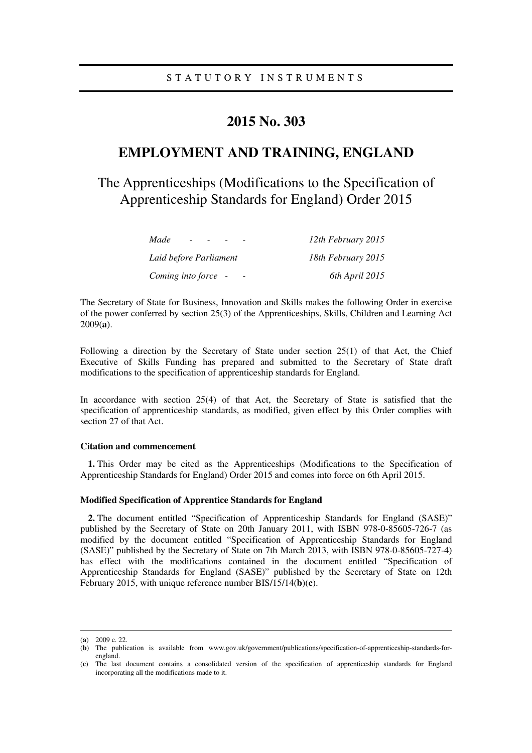STATUTORY INSTRUMENTS

# 2015 No. 303

## EMPLOYMENT AND TRAINING, ENGLAND

## The Apprenticeships (Modifications to the Specification of Apprenticeship Standards for England) Order 2015

| | |
|---|---|
| *Made - - - -* | *12th February 2015* |
| *Laid before Parliament* | *18th February 2015* |
| *Coming into force - -* | *6th April 2015* |

The Secretary of State for Business, Innovation and Skills makes the following Order in exercise of the power conferred by section 25(3) of the Apprenticeships, Skills, Children and Learning Act 2009(**a**).

Following a direction by the Secretary of State under section 25(1) of that Act, the Chief Executive of Skills Funding has prepared and submitted to the Secretary of State draft modifications to the specification of apprenticeship standards for England.

In accordance with section 25(4) of that Act, the Secretary of State is satisfied that the specification of apprenticeship standards, as modified, given effect by this Order complies with section 27 of that Act.

**Citation and commencement**

**1.** This Order may be cited as the Apprenticeships (Modifications to the Specification of Apprenticeship Standards for England) Order 2015 and comes into force on 6th April 2015.

**Modified Specification of Apprentice Standards for England**

**2.** The document entitled "Specification of Apprenticeship Standards for England (SASE)" published by the Secretary of State on 20th January 2011, with ISBN 978-0-85605-726-7 (as modified by the document entitled "Specification of Apprenticeship Standards for England (SASE)" published by the Secretary of State on 7th March 2013, with ISBN 978-0-85605-727-4) has effect with the modifications contained in the document entitled "Specification of Apprenticeship Standards for England (SASE)" published by the Secretary of State on 12th February 2015, with unique reference number BIS/15/14(**b**)(**c**).

---

(**a**) 2009 c. 22.

(**b**) The publication is available from www.gov.uk/government/publications/specification-of-apprenticeship-standards-for-england.

(**c**) The last document contains a consolidated version of the specification of apprenticeship standards for England incorporating all the modifications made to it.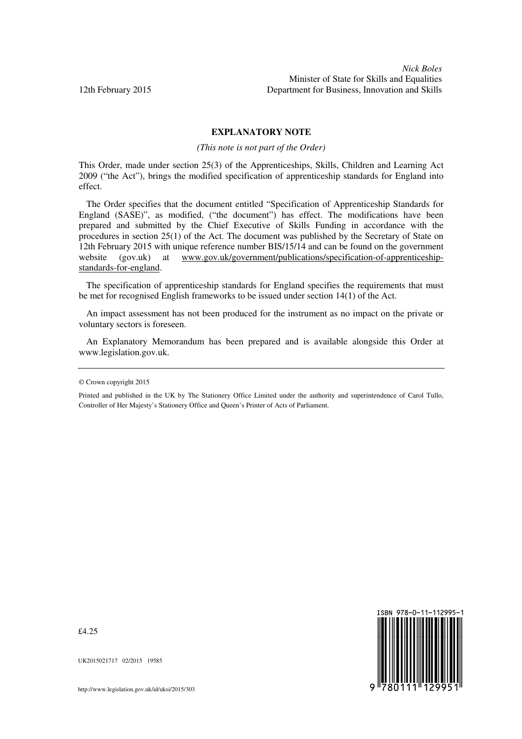*Nick Boles*
Minister of State for Skills and Equalities
12th February 2015 Department for Business, Innovation and Skills

## EXPLANATORY NOTE

*(This note is not part of the Order)*

This Order, made under section 25(3) of the Apprenticeships, Skills, Children and Learning Act 2009 ("the Act"), brings the modified specification of apprenticeship standards for England into effect.

The Order specifies that the document entitled "Specification of Apprenticeship Standards for England (SASE)", as modified, ("the document") has effect. The modifications have been prepared and submitted by the Chief Executive of Skills Funding in accordance with the procedures in section 25(1) of the Act. The document was published by the Secretary of State on 12th February 2015 with unique reference number BIS/15/14 and can be found on the government website (gov.uk) at www.gov.uk/government/publications/specification-of-apprenticeship-standards-for-england.

The specification of apprenticeship standards for England specifies the requirements that must be met for recognised English frameworks to be issued under section 14(1) of the Act.

An impact assessment has not been produced for the instrument as no impact on the private or voluntary sectors is foreseen.

An Explanatory Memorandum has been prepared and is available alongside this Order at www.legislation.gov.uk.

---

© Crown copyright 2015

Printed and published in the UK by The Stationery Office Limited under the authority and superintendence of Carol Tullo, Controller of Her Majesty's Stationery Office and Queen's Printer of Acts of Parliament.

£4.25

UK2015021717 02/2015 19585

http://www.legislation.gov.uk/id/uksi/2015/303

ISBN 978-0-11-112995-1